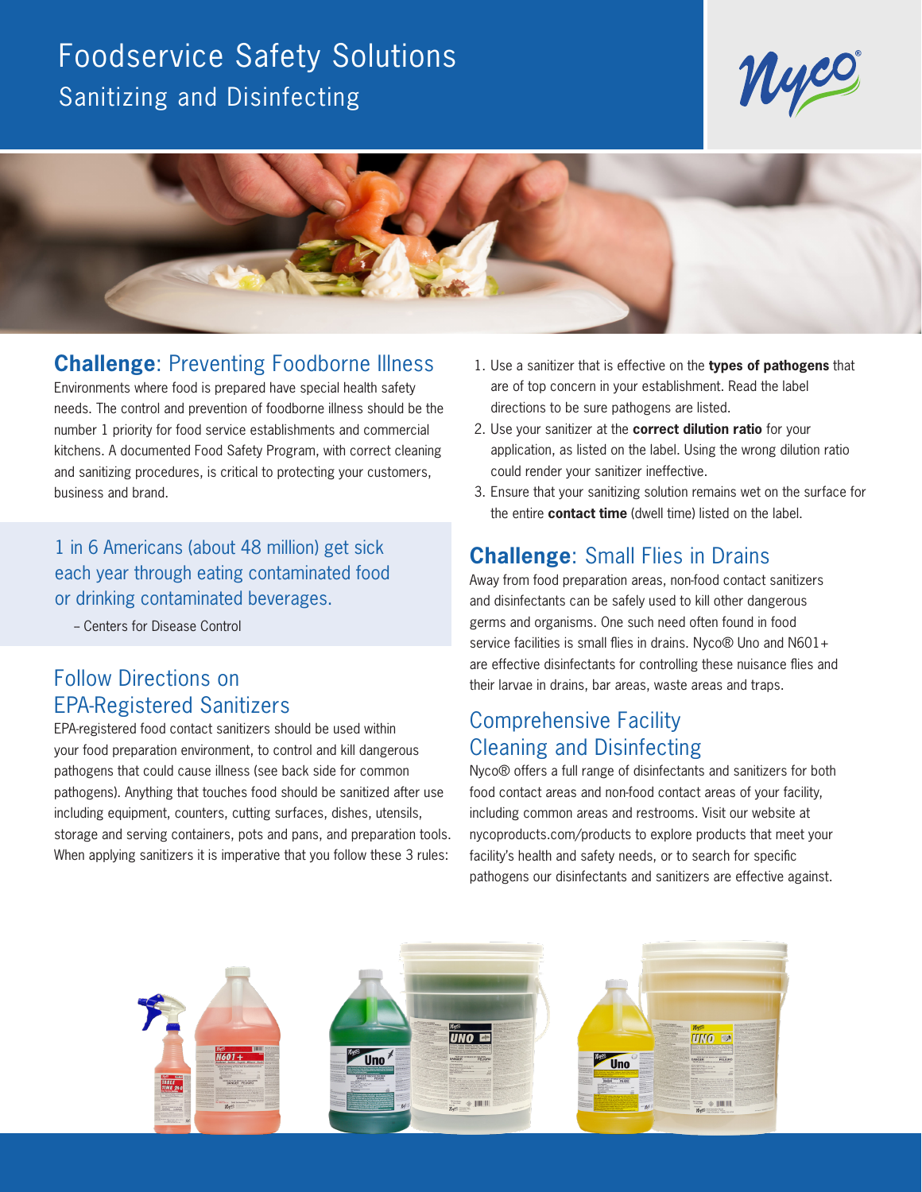# Foodservice Safety Solutions

## Sanitizing and Disinfecting

## **Challenge**: Preventing Foodborne Illness

Environments where food is prepared have special health safety needs. The control and prevention of foodborne illness should be the number 1 priority for food service establishments and commercial kitchens. A documented Food Safety Program, with correct cleaning and sanitizing procedures, is critical to protecting your customers, business and brand.

> 1 in 6 Americans (about 48 million) get sick each year through eating contaminated food or drinking contaminated beverages.
>
> – Centers for Disease Control

## Follow Directions on EPA-Registered Sanitizers

EPA-registered food contact sanitizers should be used within your food preparation environment, to control and kill dangerous pathogens that could cause illness (see back side for common pathogens). Anything that touches food should be sanitized after use including equipment, counters, cutting surfaces, dishes, utensils, storage and serving containers, pots and pans, and preparation tools. When applying sanitizers it is imperative that you follow these 3 rules:

1. Use a sanitizer that is effective on the **types of pathogens** that are of top concern in your establishment. Read the label directions to be sure pathogens are listed.
2. Use your sanitizer at the **correct dilution ratio** for your application, as listed on the label. Using the wrong dilution ratio could render your sanitizer ineffective.
3. Ensure that your sanitizing solution remains wet on the surface for the entire **contact time** (dwell time) listed on the label.

## **Challenge**: Small Flies in Drains

Away from food preparation areas, non-food contact sanitizers and disinfectants can be safely used to kill other dangerous germs and organisms. One such need often found in food service facilities is small flies in drains. Nyco® Uno and N601+ are effective disinfectants for controlling these nuisance flies and their larvae in drains, bar areas, waste areas and traps.

## Comprehensive Facility Cleaning and Disinfecting

Nyco® offers a full range of disinfectants and sanitizers for both food contact areas and non-food contact areas of your facility, including common areas and restrooms. Visit our website at nycoproducts.com/products to explore products that meet your facility's health and safety needs, or to search for specific pathogens our disinfectants and sanitizers are effective against.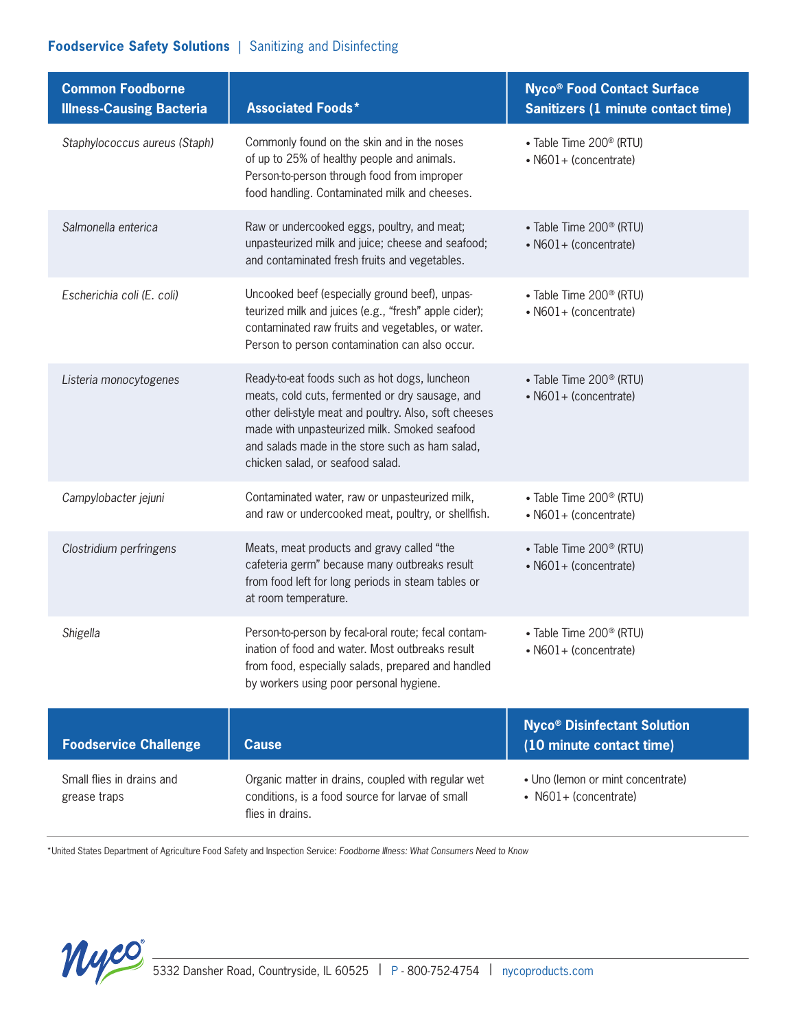**Foodservice Safety Solutions** | Sanitizing and Disinfecting

| Common Foodborne Illness-Causing Bacteria | Associated Foods* | Nyco® Food Contact Surface Sanitizers (1 minute contact time) |
|---|---|---|
| *Staphylococcus aureus (Staph)* | Commonly found on the skin and in the noses of up to 25% of healthy people and animals. Person-to-person through food from improper food handling. Contaminated milk and cheeses. | • Table Time 200® (RTU)<br>• N601+ (concentrate) |
| *Salmonella enterica* | Raw or undercooked eggs, poultry, and meat; unpasteurized milk and juice; cheese and seafood; and contaminated fresh fruits and vegetables. | • Table Time 200® (RTU)<br>• N601+ (concentrate) |
| *Escherichia coli (E. coli)* | Uncooked beef (especially ground beef), unpasteurized milk and juices (e.g., "fresh" apple cider); contaminated raw fruits and vegetables, or water. Person to person contamination can also occur. | • Table Time 200® (RTU)<br>• N601+ (concentrate) |
| *Listeria monocytogenes* | Ready-to-eat foods such as hot dogs, luncheon meats, cold cuts, fermented or dry sausage, and other deli-style meat and poultry. Also, soft cheeses made with unpasteurized milk. Smoked seafood and salads made in the store such as ham salad, chicken salad, or seafood salad. | • Table Time 200® (RTU)<br>• N601+ (concentrate) |
| *Campylobacter jejuni* | Contaminated water, raw or unpasteurized milk, and raw or undercooked meat, poultry, or shellfish. | • Table Time 200® (RTU)<br>• N601+ (concentrate) |
| *Clostridium perfringens* | Meats, meat products and gravy called "the cafeteria germ" because many outbreaks result from food left for long periods in steam tables or at room temperature. | • Table Time 200® (RTU)<br>• N601+ (concentrate) |
| *Shigella* | Person-to-person by fecal-oral route; fecal contamination of food and water. Most outbreaks result from food, especially salads, prepared and handled by workers using poor personal hygiene. | • Table Time 200® (RTU)<br>• N601+ (concentrate) |

| Foodservice Challenge | Cause | Nyco® Disinfectant Solution (10 minute contact time) |
|---|---|---|
| Small flies in drains and grease traps | Organic matter in drains, coupled with regular wet conditions, is a food source for larvae of small flies in drains. | • Uno (lemon or mint concentrate)<br>• N601+ (concentrate) |

*United States Department of Agriculture Food Safety and Inspection Service: *Foodborne Illness: What Consumers Need to Know*

5332 Dansher Road, Countryside, IL 60525 | P - 800-752-4754 | nycoproducts.com